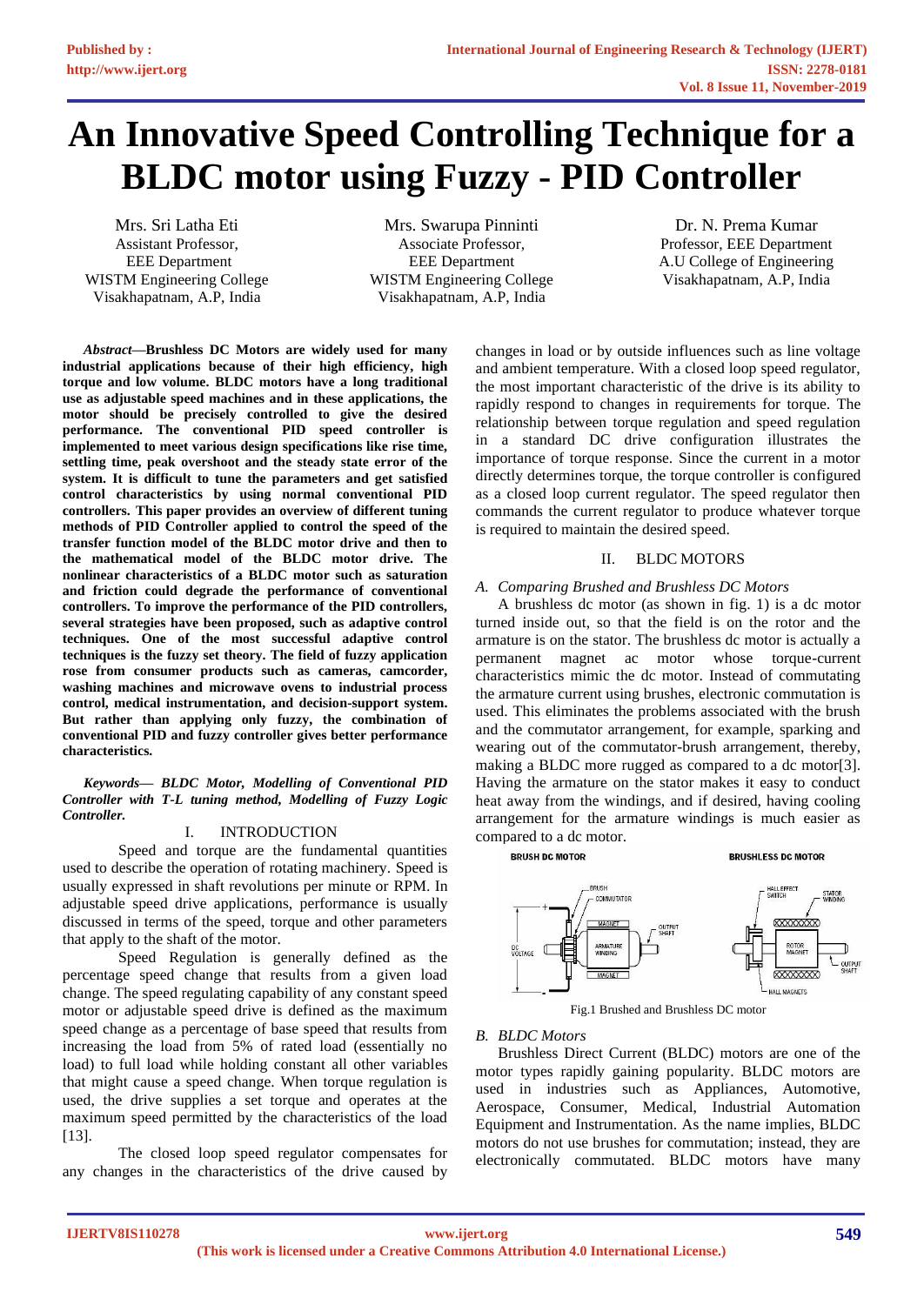# An Innovative Speed Controlling Technique for a BLDC motor using Fuzzy - PID Controller

Mrs. Sri Latha Eti
Assistant Professor,
EEE Department
WISTM Engineering College
Visakhapatnam, A.P, India

Mrs. Swarupa Pinninti
Associate Professor,
EEE Department
WISTM Engineering College
Visakhapatnam, A.P, India

Dr. N. Prema Kumar
Professor, EEE Department
A.U College of Engineering
Visakhapatnam, A.P, India

***Abstract*—Brushless DC Motors are widely used for many industrial applications because of their high efficiency, high torque and low volume. BLDC motors have a long traditional use as adjustable speed machines and in these applications, the motor should be precisely controlled to give the desired performance. The conventional PID speed controller is implemented to meet various design specifications like rise time, settling time, peak overshoot and the steady state error of the system. It is difficult to tune the parameters and get satisfied control characteristics by using normal conventional PID controllers. This paper provides an overview of different tuning methods of PID Controller applied to control the speed of the transfer function model of the BLDC motor drive and then to the mathematical model of the BLDC motor drive. The nonlinear characteristics of a BLDC motor such as saturation and friction could degrade the performance of conventional controllers. To improve the performance of the PID controllers, several strategies have been proposed, such as adaptive control techniques. One of the most successful adaptive control techniques is the fuzzy set theory. The field of fuzzy application rose from consumer products such as cameras, camcorder, washing machines and microwave ovens to industrial process control, medical instrumentation, and decision-support system. But rather than applying only fuzzy, the combination of conventional PID and fuzzy controller gives better performance characteristics.**

***Keywords*— *BLDC Motor, Modelling of Conventional PID Controller with T-L tuning method, Modelling of Fuzzy Logic Controller.***

## I. INTRODUCTION

Speed and torque are the fundamental quantities used to describe the operation of rotating machinery. Speed is usually expressed in shaft revolutions per minute or RPM. In adjustable speed drive applications, performance is usually discussed in terms of the speed, torque and other parameters that apply to the shaft of the motor.

Speed Regulation is generally defined as the percentage speed change that results from a given load change. The speed regulating capability of any constant speed motor or adjustable speed drive is defined as the maximum speed change as a percentage of base speed that results from increasing the load from 5% of rated load (essentially no load) to full load while holding constant all other variables that might cause a speed change. When torque regulation is used, the drive supplies a set torque and operates at the maximum speed permitted by the characteristics of the load [13].

The closed loop speed regulator compensates for any changes in the characteristics of the drive caused by changes in load or by outside influences such as line voltage and ambient temperature. With a closed loop speed regulator, the most important characteristic of the drive is its ability to rapidly respond to changes in requirements for torque. The relationship between torque regulation and speed regulation in a standard DC drive configuration illustrates the importance of torque response. Since the current in a motor directly determines torque, the torque controller is configured as a closed loop current regulator. The speed regulator then commands the current regulator to produce whatever torque is required to maintain the desired speed.

## II. BLDC MOTORS

### *A. Comparing Brushed and Brushless DC Motors*

A brushless dc motor (as shown in fig. 1) is a dc motor turned inside out, so that the field is on the rotor and the armature is on the stator. The brushless dc motor is actually a permanent magnet ac motor whose torque-current characteristics mimic the dc motor. Instead of commutating the armature current using brushes, electronic commutation is used. This eliminates the problems associated with the brush and the commutator arrangement, for example, sparking and wearing out of the commutator-brush arrangement, thereby, making a BLDC more rugged as compared to a dc motor[3]. Having the armature on the stator makes it easy to conduct heat away from the windings, and if desired, having cooling arrangement for the armature windings is much easier as compared to a dc motor.

Fig.1 Brushed and Brushless DC motor

### *B. BLDC Motors*

Brushless Direct Current (BLDC) motors are one of the motor types rapidly gaining popularity. BLDC motors are used in industries such as Appliances, Automotive, Aerospace, Consumer, Medical, Industrial Automation Equipment and Instrumentation. As the name implies, BLDC motors do not use brushes for commutation; instead, they are electronically commutated. BLDC motors have many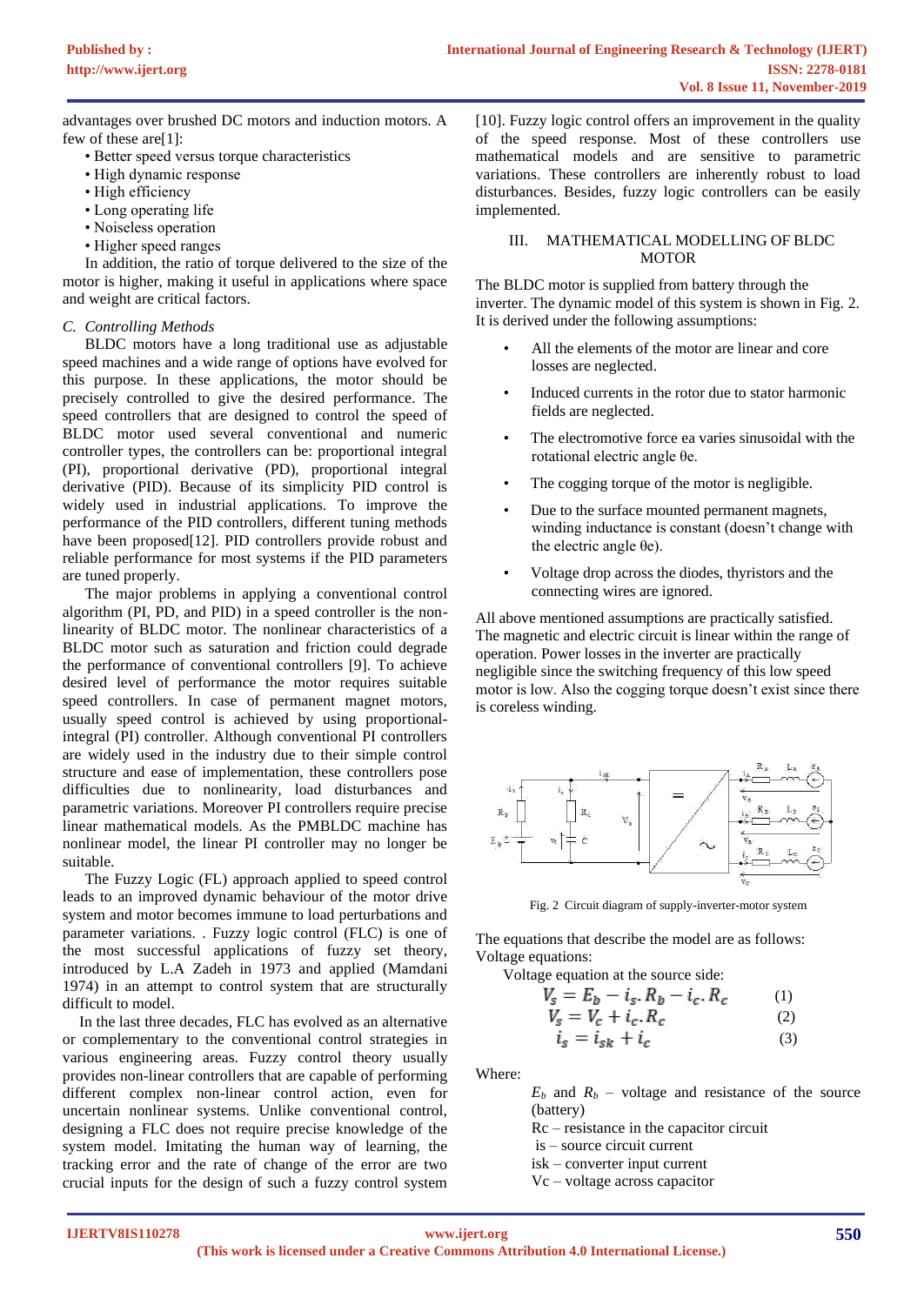advantages over brushed DC motors and induction motors. A few of these are[1]:

- Better speed versus torque characteristics
- High dynamic response
- High efficiency
- Long operating life
- Noiseless operation
- Higher speed ranges

In addition, the ratio of torque delivered to the size of the motor is higher, making it useful in applications where space and weight are critical factors.

### *C. Controlling Methods*

BLDC motors have a long traditional use as adjustable speed machines and a wide range of options have evolved for this purpose. In these applications, the motor should be precisely controlled to give the desired performance. The speed controllers that are designed to control the speed of BLDC motor used several conventional and numeric controller types, the controllers can be: proportional integral (PI), proportional derivative (PD), proportional integral derivative (PID). Because of its simplicity PID control is widely used in industrial applications. To improve the performance of the PID controllers, different tuning methods have been proposed[12]. PID controllers provide robust and reliable performance for most systems if the PID parameters are tuned properly.

The major problems in applying a conventional control algorithm (PI, PD, and PID) in a speed controller is the non-linearity of BLDC motor. The nonlinear characteristics of a BLDC motor such as saturation and friction could degrade the performance of conventional controllers [9]. To achieve desired level of performance the motor requires suitable speed controllers. In case of permanent magnet motors, usually speed control is achieved by using proportional-integral (PI) controller. Although conventional PI controllers are widely used in the industry due to their simple control structure and ease of implementation, these controllers pose difficulties due to nonlinearity, load disturbances and parametric variations. Moreover PI controllers require precise linear mathematical models. As the PMBLDC machine has nonlinear model, the linear PI controller may no longer be suitable.

The Fuzzy Logic (FL) approach applied to speed control leads to an improved dynamic behaviour of the motor drive system and motor becomes immune to load perturbations and parameter variations. . Fuzzy logic control (FLC) is one of the most successful applications of fuzzy set theory, introduced by L.A Zadeh in 1973 and applied (Mamdani 1974) in an attempt to control system that are structurally difficult to model.

In the last three decades, FLC has evolved as an alternative or complementary to the conventional control strategies in various engineering areas. Fuzzy control theory usually provides non-linear controllers that are capable of performing different complex non-linear control action, even for uncertain nonlinear systems. Unlike conventional control, designing a FLC does not require precise knowledge of the system model. Imitating the human way of learning, the tracking error and the rate of change of the error are two crucial inputs for the design of such a fuzzy control system [10]. Fuzzy logic control offers an improvement in the quality of the speed response. Most of these controllers use mathematical models and are sensitive to parametric variations. These controllers are inherently robust to load disturbances. Besides, fuzzy logic controllers can be easily implemented.

## III. MATHEMATICAL MODELLING OF BLDC MOTOR

The BLDC motor is supplied from battery through the inverter. The dynamic model of this system is shown in Fig. 2. It is derived under the following assumptions:

- All the elements of the motor are linear and core losses are neglected.
- Induced currents in the rotor due to stator harmonic fields are neglected.
- The electromotive force ea varies sinusoidal with the rotational electric angle θe.
- The cogging torque of the motor is negligible.
- Due to the surface mounted permanent magnets, winding inductance is constant (doesn't change with the electric angle θe).
- Voltage drop across the diodes, thyristors and the connecting wires are ignored.

All above mentioned assumptions are practically satisfied. The magnetic and electric circuit is linear within the range of operation. Power losses in the inverter are practically negligible since the switching frequency of this low speed motor is low. Also the cogging torque doesn't exist since there is coreless winding.

Fig. 2 Circuit diagram of supply-inverter-motor system

The equations that describe the model are as follows:

Voltage equations:

Voltage equation at the source side:

$$V_s = E_b - i_s . R_b - i_c . R_c \quad (1)$$

$$V_s = V_c + i_c . R_c \quad (2)$$

$$i_s = i_{sk} + i_c \quad (3)$$

Where:

$E_b$ and $R_b$ – voltage and resistance of the source (battery)

Rc – resistance in the capacitor circuit

is – source circuit current

isk – converter input current

Vc – voltage across capacitor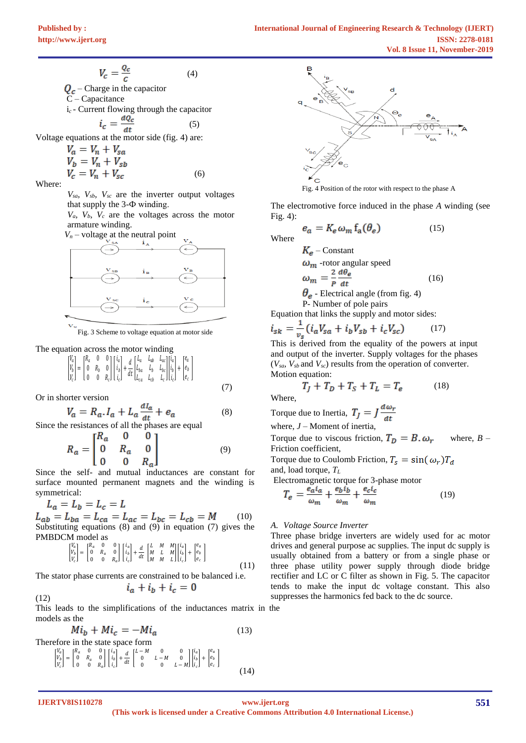$$V_c = \frac{Q_c}{C} \quad (4)$$

$Q_c$ – Charge in the capacitor
C – Capacitance
$i_c$ - Current flowing through the capacitor

$$i_c = \frac{dQ_c}{dt} \quad (5)$$

Voltage equations at the motor side (fig. 4) are:

$$V_a = V_n + V_{sa}$$
$$V_b = V_n + V_{sb}$$
$$V_c = V_n + V_{sc} \quad (6)$$

Where:

$V_{sa}$, $V_{sb}$, $V_{sc}$ are the inverter output voltages that supply the 3-Φ winding.
$V_a$, $V_b$, $V_c$ are the voltages across the motor armature winding.
$V_n$ – voltage at the neutral point

Fig. 3 Scheme to voltage equation at motor side

The equation across the motor winding

$$\begin{bmatrix} V_a \\ V_b \\ V_c \end{bmatrix} = \begin{bmatrix} R_a & 0 & 0 \\ 0 & R_b & 0 \\ 0 & 0 & R_c \end{bmatrix} \begin{bmatrix} i_a \\ i_b \\ i_c \end{bmatrix} + \frac{d}{dt} \begin{bmatrix} L_a & L_{ab} & L_{ac} \\ L_{ba} & L_b & L_{bc} \\ L_{ca} & L_{cb} & L_c \end{bmatrix} \begin{bmatrix} i_a \\ i_b \\ i_c \end{bmatrix} + \begin{bmatrix} e_a \\ e_b \\ e_c \end{bmatrix} \quad (7)$$

Or in shorter version

$$V_a = R_a . I_a + L_a \frac{dI_a}{dt} + e_a \quad (8)$$

Since the resistances of all the phases are equal

$$R_a = \begin{bmatrix} R_a & 0 & 0 \\ 0 & R_a & 0 \\ 0 & 0 & R_a \end{bmatrix} \quad (9)$$

Since the self- and mutual inductances are constant for surface mounted permanent magnets and the winding is symmetrical:

$$L_a = L_b = L_c = L$$
$$L_{ab} = L_{ba} = L_{ca} = L_{ac} = L_{bc} = L_{cb} = M \quad (10)$$

Substituting equations (8) and (9) in equation (7) gives the PMBDCM model as

$$\begin{bmatrix} V_a \\ V_b \\ V_c \end{bmatrix} = \begin{bmatrix} R_a & 0 & 0 \\ 0 & R_a & 0 \\ 0 & 0 & R_a \end{bmatrix} \begin{bmatrix} i_a \\ i_b \\ i_c \end{bmatrix} + \frac{d}{dt} \begin{bmatrix} L & M & M \\ M & L & M \\ M & M & L \end{bmatrix} \begin{bmatrix} i_a \\ i_b \\ i_c \end{bmatrix} + \begin{bmatrix} e_a \\ e_b \\ e_c \end{bmatrix} \quad (11)$$

The stator phase currents are constrained to be balanced i.e.

$$i_a + i_b + i_c = 0 \quad (12)$$

This leads to the simplifications of the inductances matrix in the models as the

$$Mi_b + Mi_c = -Mi_a \quad (13)$$

Therefore in the state space form

$$\begin{bmatrix} V_a \\ V_b \\ V_c \end{bmatrix} = \begin{bmatrix} R_a & 0 & 0 \\ 0 & R_a & 0 \\ 0 & 0 & R_a \end{bmatrix} \begin{bmatrix} i_a \\ i_b \\ i_c \end{bmatrix} + \frac{d}{dt} \begin{bmatrix} L-M & 0 & 0 \\ 0 & L-M & 0 \\ 0 & 0 & L-M \end{bmatrix} \begin{bmatrix} i_a \\ i_b \\ i_c \end{bmatrix} + \begin{bmatrix} e_a \\ e_b \\ e_c \end{bmatrix} \quad (14)$$

Fig. 4 Position of the rotor with respect to the phase A

The electromotive force induced in the phase $A$ winding (see Fig. 4):

$$e_a = K_e \omega_m f_a(\theta_e) \quad (15)$$

Where

$K_e$ – Constant
$\omega_m$ -rotor angular speed

$$\omega_m = \frac{2}{P} \frac{d\theta_e}{dt} \quad (16)$$

$\theta_e$ - Electrical angle (from fig. 4)
P- Number of pole pairs

Equation that links the supply and motor sides:

$$i_{sk} = \frac{1}{v_s}(i_a V_{sa} + i_b V_{sb} + i_c V_{sc}) \quad (17)$$

This is derived from the equality of the powers at input and output of the inverter. Supply voltages for the phases ($V_{sa}$, $V_{sb}$ and $V_{sc}$) results from the operation of converter.

Motion equation:

$$T_J + T_D + T_S + T_L = T_e \quad (18)$$

Where,

Torque due to Inertia, $T_J = J\frac{d\omega_r}{dt}$

where, $J$ – Moment of inertia,

Torque due to viscous friction, $T_D = B.\omega_r$ where, $B$ – Friction coefficient,

Torque due to Coulomb Friction, $T_s = \sin(\omega_r)T_d$

and, load torque, $T_L$

Electromagnetic torque for 3-phase motor

$$T_e = \frac{e_a i_a}{\omega_m} + \frac{e_b i_b}{\omega_m} + \frac{e_c i_c}{\omega_m} \quad (19)$$

### *A. Voltage Source Inverter*

Three phase bridge inverters are widely used for ac motor drives and general purpose ac supplies. The input dc supply is usually obtained from a battery or from a single phase or three phase utility power supply through diode bridge rectifier and LC or C filter as shown in Fig. 5. The capacitor tends to make the input dc voltage constant. This also suppresses the harmonics fed back to the dc source.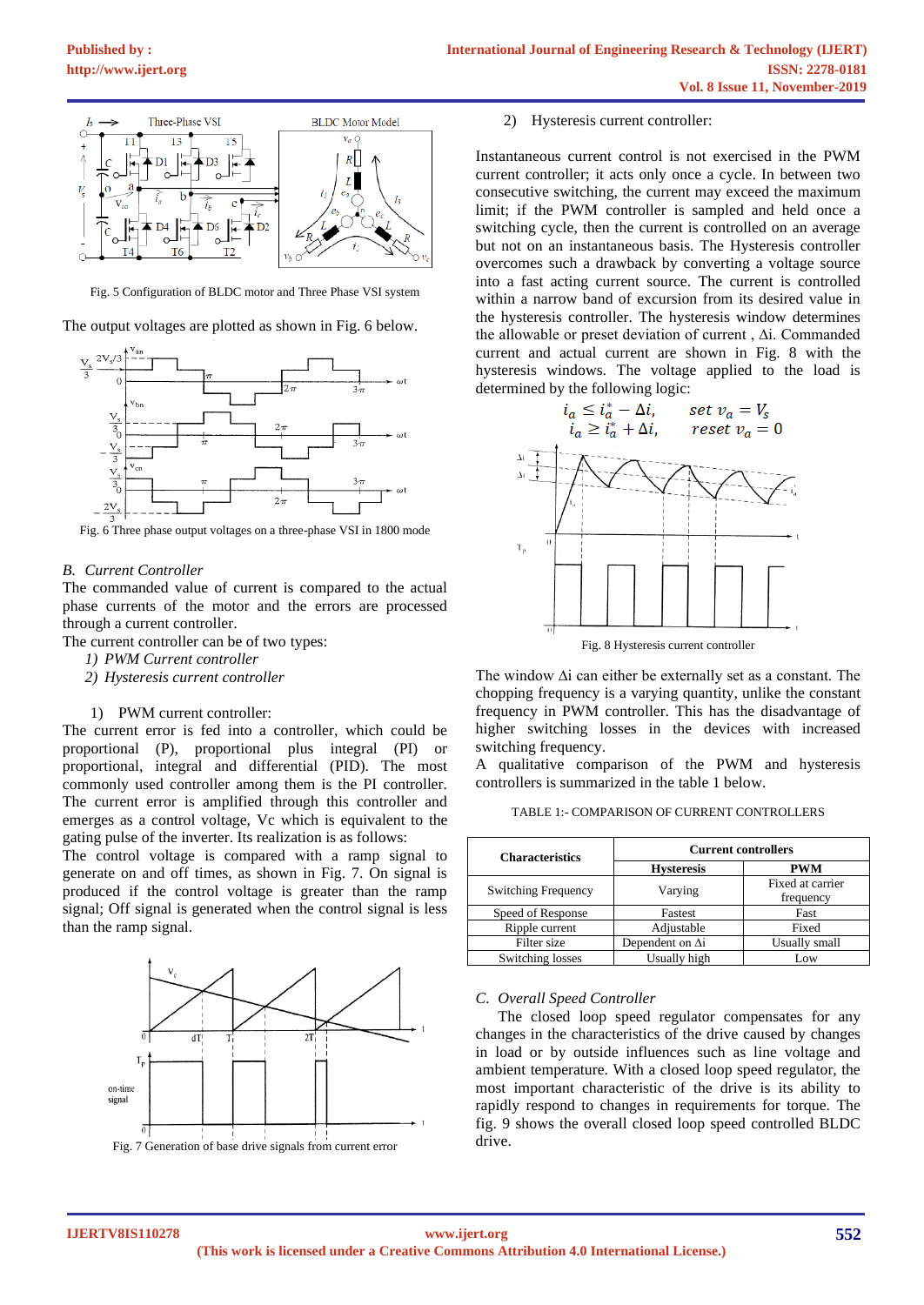Fig. 5 Configuration of BLDC motor and Three Phase VSI system

The output voltages are plotted as shown in Fig. 6 below.

Fig. 6 Three phase output voltages on a three-phase VSI in 1800 mode

## B. Current Controller

The commanded value of current is compared to the actual phase currents of the motor and the errors are processed through a current controller.

The current controller can be of two types:

1) *PWM Current controller*
2) *Hysteresis current controller*

1) PWM current controller:

The current error is fed into a controller, which could be proportional (P), proportional plus integral (PI) or proportional, integral and differential (PID). The most commonly used controller among them is the PI controller. The current error is amplified through this controller and emerges as a control voltage, Vc which is equivalent to the gating pulse of the inverter. Its realization is as follows:

The control voltage is compared with a ramp signal to generate on and off times, as shown in Fig. 7. On signal is produced if the control voltage is greater than the ramp signal; Off signal is generated when the control signal is less than the ramp signal.

Fig. 7 Generation of base drive signals from current error

2) Hysteresis current controller:

Instantaneous current control is not exercised in the PWM current controller; it acts only once a cycle. In between two consecutive switching, the current may exceed the maximum limit; if the PWM controller is sampled and held once a switching cycle, then the current is controlled on an average but not on an instantaneous basis. The Hysteresis controller overcomes such a drawback by converting a voltage source into a fast acting current source. The current is controlled within a narrow band of excursion from its desired value in the hysteresis controller. The hysteresis window determines the allowable or preset deviation of current , Δi. Commanded current and actual current are shown in Fig. 8 with the hysteresis windows. The voltage applied to the load is determined by the following logic:

$$i_a \le i_a^* - \Delta i, \qquad set\ v_a = V_s$$
$$i_a \ge i_a^* + \Delta i, \qquad reset\ v_a = 0$$

Fig. 8 Hysteresis current controller

The window Δi can either be externally set as a constant. The chopping frequency is a varying quantity, unlike the constant frequency in PWM controller. This has the disadvantage of higher switching losses in the devices with increased switching frequency.

A qualitative comparison of the PWM and hysteresis controllers is summarized in the table 1 below.

TABLE 1:- COMPARISON OF CURRENT CONTROLLERS

| Characteristics | Current controllers | |
|---|---|---|
| | Hysteresis | PWM |
| Switching Frequency | Varying | Fixed at carrier frequency |
| Speed of Response | Fastest | Fast |
| Ripple current | Adjustable | Fixed |
| Filter size | Dependent on Δi | Usually small |
| Switching losses | Usually high | Low |

## C. Overall Speed Controller

The closed loop speed regulator compensates for any changes in the characteristics of the drive caused by changes in load or by outside influences such as line voltage and ambient temperature. With a closed loop speed regulator, the most important characteristic of the drive is its ability to rapidly respond to changes in requirements for torque. The fig. 9 shows the overall closed loop speed controlled BLDC drive.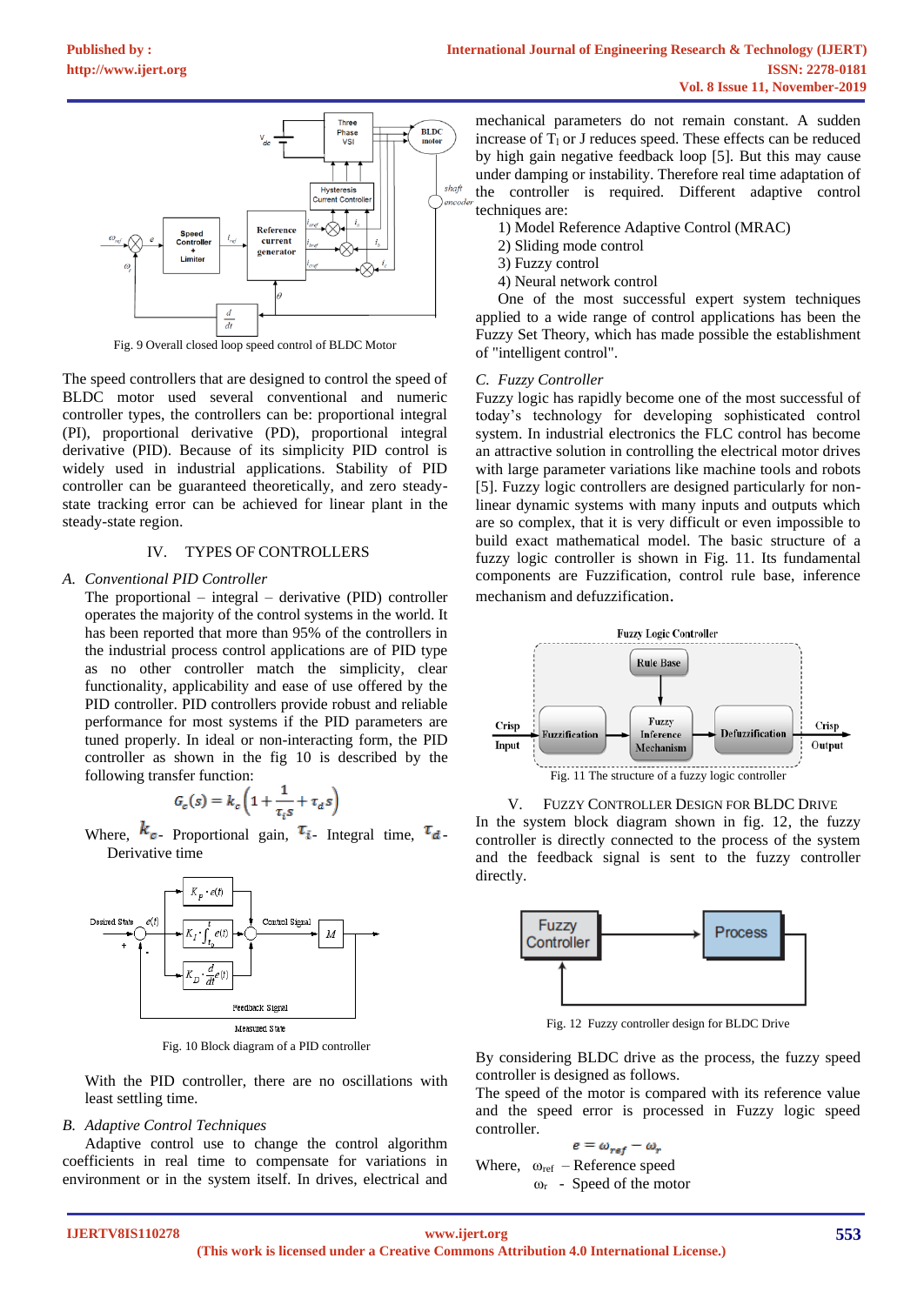Fig. 9 Overall closed loop speed control of BLDC Motor

The speed controllers that are designed to control the speed of BLDC motor used several conventional and numeric controller types, the controllers can be: proportional integral (PI), proportional derivative (PD), proportional integral derivative (PID). Because of its simplicity PID control is widely used in industrial applications. Stability of PID controller can be guaranteed theoretically, and zero steady-state tracking error can be achieved for linear plant in the steady-state region.

## IV. TYPES OF CONTROLLERS

### *A. Conventional PID Controller*

The proportional – integral – derivative (PID) controller operates the majority of the control systems in the world. It has been reported that more than 95% of the controllers in the industrial process control applications are of PID type as no other controller match the simplicity, clear functionality, applicability and ease of use offered by the PID controller. PID controllers provide robust and reliable performance for most systems if the PID parameters are tuned properly. In ideal or non-interacting form, the PID controller as shown in the fig 10 is described by the following transfer function:

$$G_c(s) = k_c\left(1 + \frac{1}{\tau_i s} + \tau_d s\right)$$

Where, $k_c$- Proportional gain, $\tau_i$- Integral time, $\tau_d$- Derivative time

Fig. 10 Block diagram of a PID controller

With the PID controller, there are no oscillations with least settling time.

### *B. Adaptive Control Techniques*

Adaptive control use to change the control algorithm coefficients in real time to compensate for variations in environment or in the system itself. In drives, electrical and mechanical parameters do not remain constant. A sudden increase of $T_l$ or J reduces speed. These effects can be reduced by high gain negative feedback loop [5]. But this may cause under damping or instability. Therefore real time adaptation of the controller is required. Different adaptive control techniques are:

1) Model Reference Adaptive Control (MRAC)
2) Sliding mode control
3) Fuzzy control
4) Neural network control

One of the most successful expert system techniques applied to a wide range of control applications has been the Fuzzy Set Theory, which has made possible the establishment of "intelligent control".

### *C. Fuzzy Controller*

Fuzzy logic has rapidly become one of the most successful of today's technology for developing sophisticated control system. In industrial electronics the FLC control has become an attractive solution in controlling the electrical motor drives with large parameter variations like machine tools and robots [5]. Fuzzy logic controllers are designed particularly for non-linear dynamic systems with many inputs and outputs which are so complex, that it is very difficult or even impossible to build an exact mathematical model. The basic structure of a fuzzy logic controller is shown in Fig. 11. Its fundamental components are Fuzzification, control rule base, inference mechanism and defuzzification.

Fig. 11 The structure of a fuzzy logic controller

## V. FUZZY CONTROLLER DESIGN FOR BLDC DRIVE

In the system block diagram shown in fig. 12, the fuzzy controller is directly connected to the process of the system and the feedback signal is sent to the fuzzy controller directly.

Fig. 12 Fuzzy controller design for BLDC Drive

By considering BLDC drive as the process, the fuzzy speed controller is designed as follows.

The speed of the motor is compared with its reference value and the speed error is processed in Fuzzy logic speed controller.

$$e = \omega_{ref} - \omega_r$$

Where, $\omega_{ref}$ – Reference speed

$\omega_r$ - Speed of the motor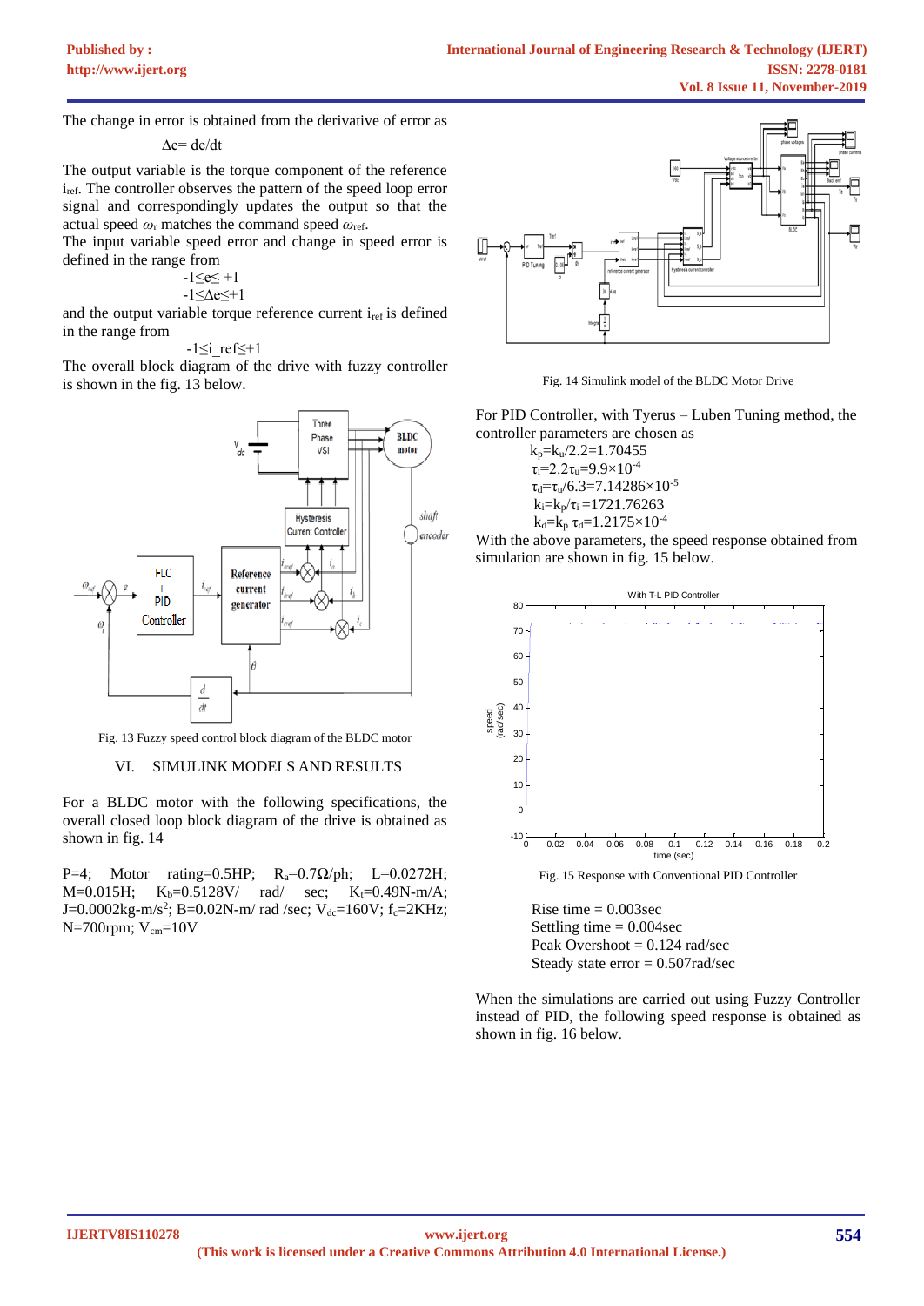The change in error is obtained from the derivative of error as

$$\Delta e = de/dt$$

The output variable is the torque component of the reference $i_{ref}$. The controller observes the pattern of the speed loop error signal and correspondingly updates the output so that the actual speed $\omega_r$ matches the command speed $\omega_{ref}$.

The input variable speed error and change in speed error is defined in the range from

$$-1 \leq e \leq +1$$
$$-1 \leq \Delta e \leq +1$$

and the output variable torque reference current $i_{ref}$ is defined in the range from

$$-1 \leq i\_ref \leq +1$$

The overall block diagram of the drive with fuzzy controller is shown in the fig. 13 below.

Fig. 13 Fuzzy speed control block diagram of the BLDC motor

## VI. SIMULINK MODELS AND RESULTS

For a BLDC motor with the following specifications, the overall closed loop block diagram of the drive is obtained as shown in fig. 14

P=4; Motor rating=0.5HP; $R_a$=0.7Ω/ph; L=0.0272H; M=0.015H; $K_b$=0.5128V/ rad/ sec; $K_t$=0.49N-m/A; J=0.0002kg-m/s$^2$; B=0.02N-m/ rad /sec; $V_{dc}$=160V; $f_c$=2KHz; N=700rpm; $V_{cm}$=10V

Fig. 14 Simulink model of the BLDC Motor Drive

For PID Controller, with Tyerus – Luben Tuning method, the controller parameters are chosen as

$k_p = k_u/2.2 = 1.70455$

$\tau_i = 2.2\tau_u = 9.9 \times 10^{-4}$

$\tau_d = \tau_u/6.3 = 7.14286 \times 10^{-5}$

$k_i = k_p/\tau_i = 1721.76263$

$k_d = k_p\ \tau_d = 1.2175 \times 10^{-4}$

With the above parameters, the speed response obtained from simulation are shown in fig. 15 below.

Fig. 15 Response with Conventional PID Controller

Rise time = 0.003sec

Settling time = 0.004sec

Peak Overshoot = 0.124 rad/sec

Steady state error = 0.507rad/sec

When the simulations are carried out using Fuzzy Controller instead of PID, the following speed response is obtained as shown in fig. 16 below.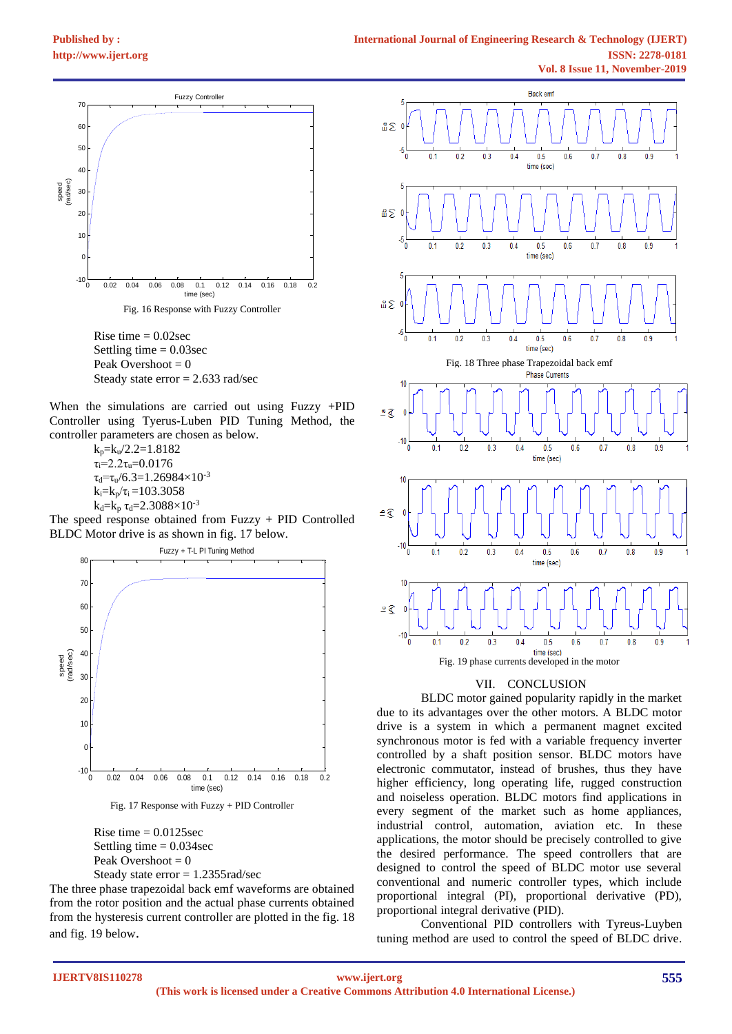Fig. 16 Response with Fuzzy Controller

Rise time = 0.02sec
Settling time = 0.03sec
Peak Overshoot = 0
Steady state error = 2.633 rad/sec

When the simulations are carried out using Fuzzy +PID Controller using Tyerus-Luben PID Tuning Method, the controller parameters are chosen as below.

$k_p = k_u/2.2 = 1.8182$
$\tau_i = 2.2\tau_u = 0.0176$
$\tau_d = \tau_u/6.3 = 1.26984\times10^{-3}$
$k_i = k_p/\tau_i = 103.3058$
$k_d = k_p\ \tau_d = 2.3088\times10^{-3}$

The speed response obtained from Fuzzy + PID Controlled BLDC Motor drive is as shown in fig. 17 below.

Fig. 17 Response with Fuzzy + PID Controller

Rise time = 0.0125sec
Settling time = 0.034sec
Peak Overshoot = 0
Steady state error = 1.2355rad/sec

The three phase trapezoidal back emf waveforms are obtained from the rotor position and the actual phase currents obtained from the hysteresis current controller are plotted in the fig. 18 and fig. 19 below.

Fig. 18 Three phase Trapezoidal back emf

Fig. 19 phase currents developed in the motor

## VII. CONCLUSION

BLDC motor gained popularity rapidly in the market due to its advantages over the other motors. A BLDC motor drive is a system in which a permanent magnet excited synchronous motor is fed with a variable frequency inverter controlled by a shaft position sensor. BLDC motors have electronic commutator, instead of brushes, thus they have higher efficiency, long operating life, rugged construction and noiseless operation. BLDC motors find applications in every segment of the market such as home appliances, industrial control, automation, aviation etc. In these applications, the motor should be precisely controlled to give the desired performance. The speed controllers that are designed to control the speed of BLDC motor use several conventional and numeric controller types, which include proportional integral (PI), proportional derivative (PD), proportional integral derivative (PID).

Conventional PID controllers with Tyreus-Luyben tuning method are used to control the speed of BLDC drive.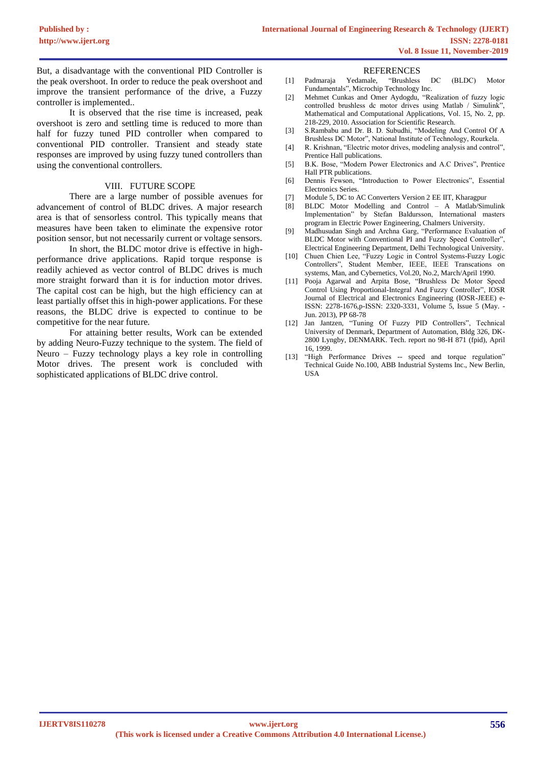But, a disadvantage with the conventional PID Controller is the peak overshoot. In order to reduce the peak overshoot and improve the transient performance of the drive, a Fuzzy controller is implemented..

It is observed that the rise time is increased, peak overshoot is zero and settling time is reduced to more than half for fuzzy tuned PID controller when compared to conventional PID controller. Transient and steady state responses are improved by using fuzzy tuned controllers than using the conventional controllers.

## VIII. FUTURE SCOPE

There are a large number of possible avenues for advancement of control of BLDC drives. A major research area is that of sensorless control. This typically means that measures have been taken to eliminate the expensive rotor position sensor, but not necessarily current or voltage sensors.

In short, the BLDC motor drive is effective in high-performance drive applications. Rapid torque response is readily achieved as vector control of BLDC drives is much more straight forward than it is for induction motor drives. The capital cost can be high, but the high efficiency can at least partially offset this in high-power applications. For these reasons, the BLDC drive is expected to continue to be competitive for the near future.

For attaining better results, Work can be extended by adding Neuro-Fuzzy technique to the system. The field of Neuro – Fuzzy technology plays a key role in controlling Motor drives. The present work is concluded with sophisticated applications of BLDC drive control.

## REFERENCES

[1] Padmaraja Yedamale, "Brushless DC (BLDC) Motor Fundamentals", Microchip Technology Inc.

[2] Mehmet Cunkas and Omer Aydogdu, "Realization of fuzzy logic controlled brushless dc motor drives using Matlab / Simulink", Mathematical and Computational Applications, Vol. 15, No. 2, pp. 218-229, 2010. Association for Scientific Research.

[3] S.Rambabu and Dr. B. D. Subudhi, "Modeling And Control Of A Brushless DC Motor", National Institute of Technology, Rourkela.

[4] R. Krishnan, "Electric motor drives, modeling analysis and control", Prentice Hall publications.

[5] B.K. Bose, "Modern Power Electronics and A.C Drives", Prentice Hall PTR publications.

[6] Dennis Fewson, "Introduction to Power Electronics", Essential Electronics Series.

[7] Module 5, DC to AC Converters Version 2 EE IIT, Kharagpur

[8] BLDC Motor Modelling and Control – A Matlab/Simulink Implementation" by Stefan Baldursson, International masters program in Electric Power Engineering, Chalmers University.

[9] Madhusudan Singh and Archna Garg, "Performance Evaluation of BLDC Motor with Conventional PI and Fuzzy Speed Controller", Electrical Engineering Department, Delhi Technological University.

[10] Chuen Chien Lee, "Fuzzy Logic in Control Systems-Fuzzy Logic Controllers", Student Member, IEEE, IEEE Transcations on systems, Man, and Cybernetics, Vol.20, No.2, March/April 1990.

[11] Pooja Agarwal and Arpita Bose, "Brushless Dc Motor Speed Control Using Proportional-Integral And Fuzzy Controller", IOSR Journal of Electrical and Electronics Engineering (IOSR-JEEE) e-ISSN: 2278-1676,p-ISSN: 2320-3331, Volume 5, Issue 5 (May. - Jun. 2013), PP 68-78

[12] Jan Jantzen, "Tuning Of Fuzzy PID Controllers", Technical University of Denmark, Department of Automation, Bldg 326, DK-2800 Lyngby, DENMARK. Tech. report no 98-H 871 (fpid), April 16, 1999.

[13] "High Performance Drives -- speed and torque regulation" Technical Guide No.100, ABB Industrial Systems Inc., New Berlin, USA